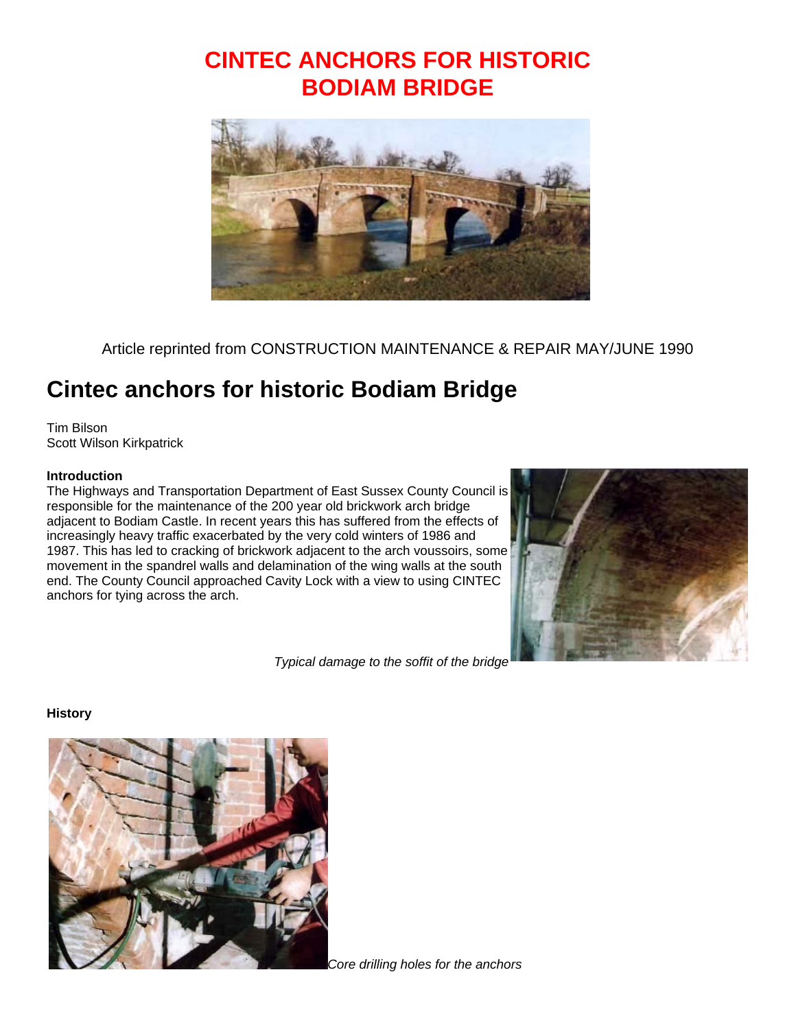# CINTEC ANCHORS FOR HISTORIC BODIAM BRIDGE

Article reprinted from CONSTRUCTION MAINTENANCE & REPAIR MAY/JUNE 1990

## Cintec anchors for historic Bodiam Bridge

Tim Bilson
Scott Wilson Kirkpatrick

**Introduction**

The Highways and Transportation Department of East Sussex County Council is responsible for the maintenance of the 200 year old brickwork arch bridge adjacent to Bodiam Castle. In recent years this has suffered from the effects of increasingly heavy traffic exacerbated by the very cold winters of 1986 and 1987. This has led to cracking of brickwork adjacent to the arch voussoirs, some movement in the spandrel walls and delamination of the wing walls at the south end. The County Council approached Cavity Lock with a view to using CINTEC anchors for tying across the arch.

*Typical damage to the soffit of the bridge*

**History**

*Core drilling holes for the anchors*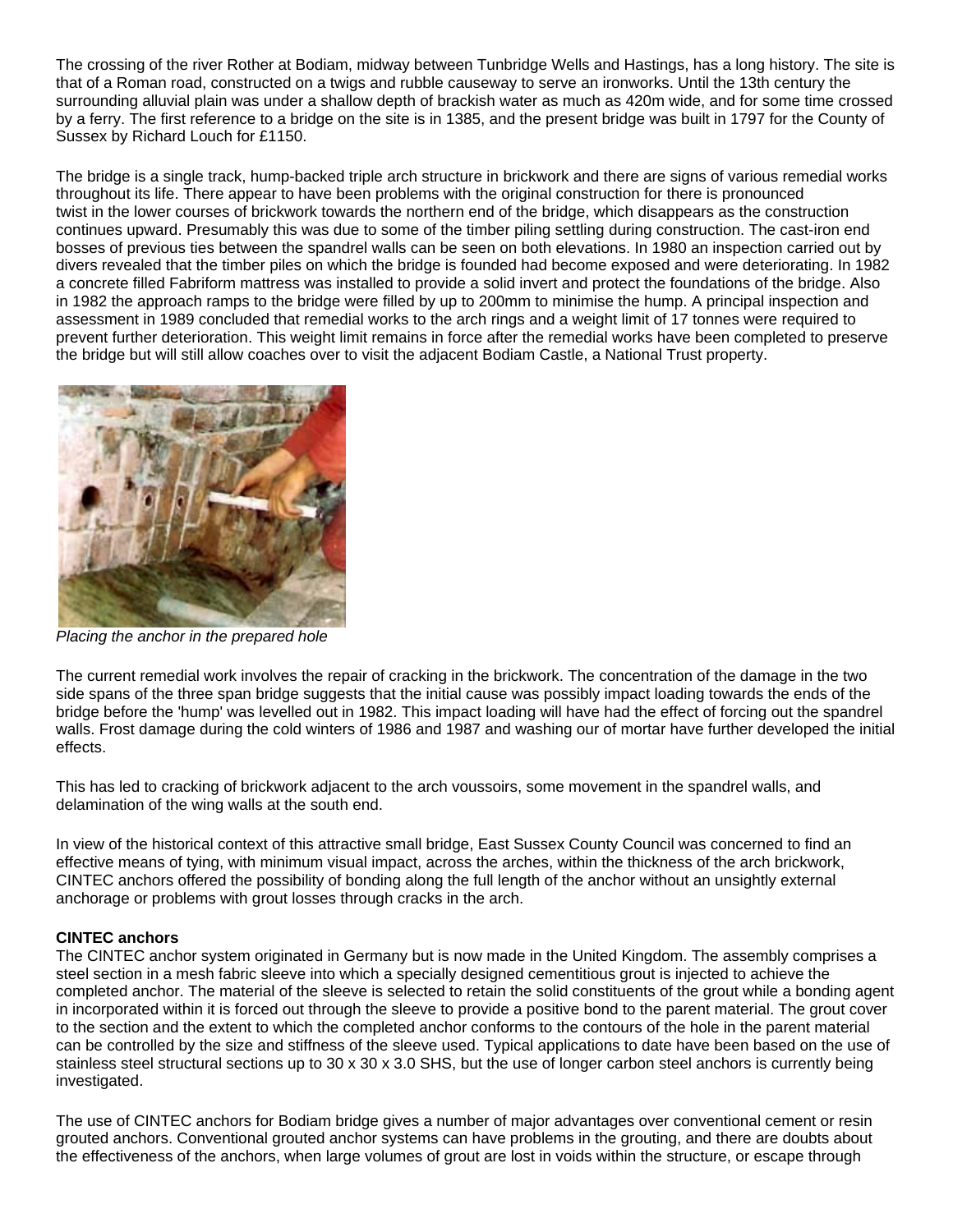The crossing of the river Rother at Bodiam, midway between Tunbridge Wells and Hastings, has a long history. The site is that of a Roman road, constructed on a twigs and rubble causeway to serve an ironworks. Until the 13th century the surrounding alluvial plain was under a shallow depth of brackish water as much as 420m wide, and for some time crossed by a ferry. The first reference to a bridge on the site is in 1385, and the present bridge was built in 1797 for the County of Sussex by Richard Louch for £1150.

The bridge is a single track, hump-backed triple arch structure in brickwork and there are signs of various remedial works throughout its life. There appear to have been problems with the original construction for there is pronounced twist in the lower courses of brickwork towards the northern end of the bridge, which disappears as the construction continues upward. Presumably this was due to some of the timber piling settling during construction. The cast-iron end bosses of previous ties between the spandrel walls can be seen on both elevations. In 1980 an inspection carried out by divers revealed that the timber piles on which the bridge is founded had become exposed and were deteriorating. In 1982 a concrete filled Fabriform mattress was installed to provide a solid invert and protect the foundations of the bridge. Also in 1982 the approach ramps to the bridge were filled by up to 200mm to minimise the hump. A principal inspection and assessment in 1989 concluded that remedial works to the arch rings and a weight limit of 17 tonnes were required to prevent further deterioration. This weight limit remains in force after the remedial works have been completed to preserve the bridge but will still allow coaches over to visit the adjacent Bodiam Castle, a National Trust property.

*Placing the anchor in the prepared hole*

The current remedial work involves the repair of cracking in the brickwork. The concentration of the damage in the two side spans of the three span bridge suggests that the initial cause was possibly impact loading towards the ends of the bridge before the 'hump' was levelled out in 1982. This impact loading will have had the effect of forcing out the spandrel walls. Frost damage during the cold winters of 1986 and 1987 and washing our of mortar have further developed the initial effects.

This has led to cracking of brickwork adjacent to the arch voussoirs, some movement in the spandrel walls, and delamination of the wing walls at the south end.

In view of the historical context of this attractive small bridge, East Sussex County Council was concerned to find an effective means of tying, with minimum visual impact, across the arches, within the thickness of the arch brickwork, CINTEC anchors offered the possibility of bonding along the full length of the anchor without an unsightly external anchorage or problems with grout losses through cracks in the arch.

**CINTEC anchors**

The CINTEC anchor system originated in Germany but is now made in the United Kingdom. The assembly comprises a steel section in a mesh fabric sleeve into which a specially designed cementitious grout is injected to achieve the completed anchor. The material of the sleeve is selected to retain the solid constituents of the grout while a bonding agent in incorporated within it is forced out through the sleeve to provide a positive bond to the parent material. The grout cover to the section and the extent to which the completed anchor conforms to the contours of the hole in the parent material can be controlled by the size and stiffness of the sleeve used. Typical applications to date have been based on the use of stainless steel structural sections up to 30 x 30 x 3.0 SHS, but the use of longer carbon steel anchors is currently being investigated.

The use of CINTEC anchors for Bodiam bridge gives a number of major advantages over conventional cement or resin grouted anchors. Conventional grouted anchor systems can have problems in the grouting, and there are doubts about the effectiveness of the anchors, when large volumes of grout are lost in voids within the structure, or escape through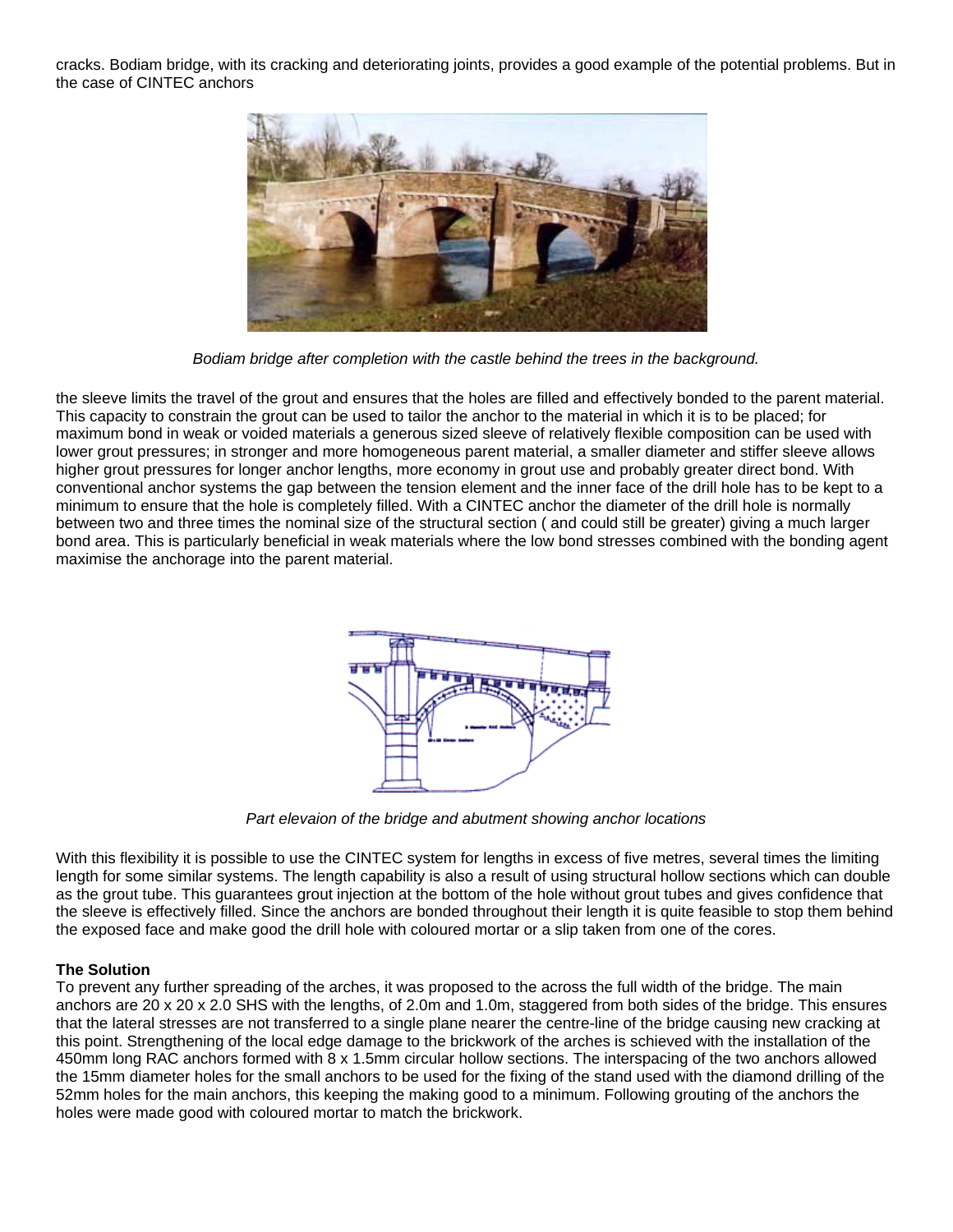cracks. Bodiam bridge, with its cracking and deteriorating joints, provides a good example of the potential problems. But in the case of CINTEC anchors

*Bodiam bridge after completion with the castle behind the trees in the background.*

the sleeve limits the travel of the grout and ensures that the holes are filled and effectively bonded to the parent material. This capacity to constrain the grout can be used to tailor the anchor to the material in which it is to be placed; for maximum bond in weak or voided materials a generous sized sleeve of relatively flexible composition can be used with lower grout pressures; in stronger and more homogeneous parent material, a smaller diameter and stiffer sleeve allows higher grout pressures for longer anchor lengths, more economy in grout use and probably greater direct bond. With conventional anchor systems the gap between the tension element and the inner face of the drill hole has to be kept to a minimum to ensure that the hole is completely filled. With a CINTEC anchor the diameter of the drill hole is normally between two and three times the nominal size of the structural section ( and could still be greater) giving a much larger bond area. This is particularly beneficial in weak materials where the low bond stresses combined with the bonding agent maximise the anchorage into the parent material.

*Part elevaion of the bridge and abutment showing anchor locations*

With this flexibility it is possible to use the CINTEC system for lengths in excess of five metres, several times the limiting length for some similar systems. The length capability is also a result of using structural hollow sections which can double as the grout tube. This guarantees grout injection at the bottom of the hole without grout tubes and gives confidence that the sleeve is effectively filled. Since the anchors are bonded throughout their length it is quite feasible to stop them behind the exposed face and make good the drill hole with coloured mortar or a slip taken from one of the cores.

**The Solution**

To prevent any further spreading of the arches, it was proposed to the across the full width of the bridge. The main anchors are 20 x 20 x 2.0 SHS with the lengths, of 2.0m and 1.0m, staggered from both sides of the bridge. This ensures that the lateral stresses are not transferred to a single plane nearer the centre-line of the bridge causing new cracking at this point. Strengthening of the local edge damage to the brickwork of the arches is schieved with the installation of the 450mm long RAC anchors formed with 8 x 1.5mm circular hollow sections. The interspacing of the two anchors allowed the 15mm diameter holes for the small anchors to be used for the fixing of the stand used with the diamond drilling of the 52mm holes for the main anchors, this keeping the making good to a minimum. Following grouting of the anchors the holes were made good with coloured mortar to match the brickwork.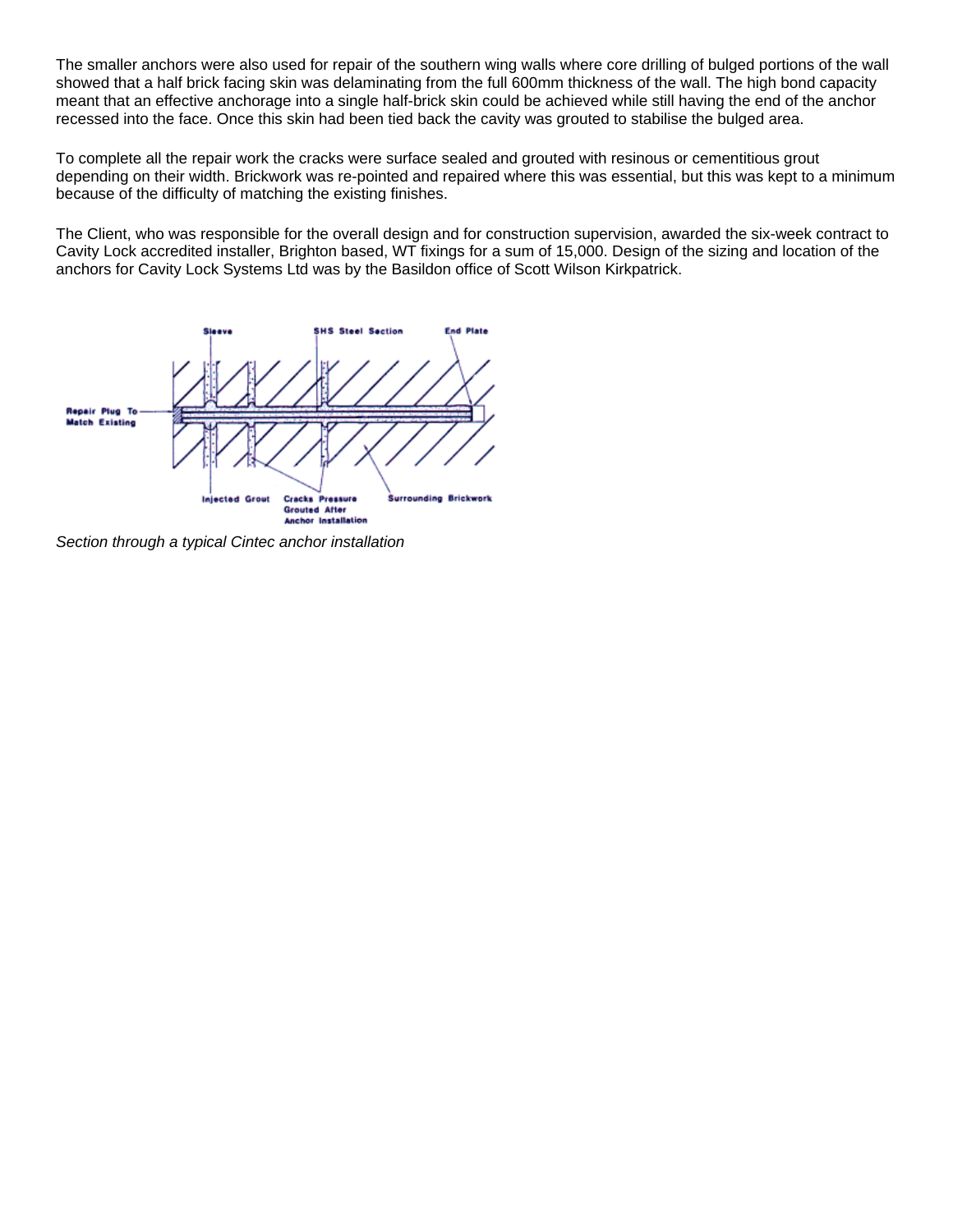The smaller anchors were also used for repair of the southern wing walls where core drilling of bulged portions of the wall showed that a half brick facing skin was delaminating from the full 600mm thickness of the wall. The high bond capacity meant that an effective anchorage into a single half-brick skin could be achieved while still having the end of the anchor recessed into the face. Once this skin had been tied back the cavity was grouted to stabilise the bulged area.

To complete all the repair work the cracks were surface sealed and grouted with resinous or cementitious grout depending on their width. Brickwork was re-pointed and repaired where this was essential, but this was kept to a minimum because of the difficulty of matching the existing finishes.

The Client, who was responsible for the overall design and for construction supervision, awarded the six-week contract to Cavity Lock accredited installer, Brighton based, WT fixings for a sum of 15,000. Design of the sizing and location of the anchors for Cavity Lock Systems Ltd was by the Basildon office of Scott Wilson Kirkpatrick.

Sleeve
SHS Steel Section
End Plate
Repair Plug To Match Existing
Injected Grout
Cracks Pressure Grouted After Anchor Installation
Surrounding Brickwork

*Section through a typical Cintec anchor installation*